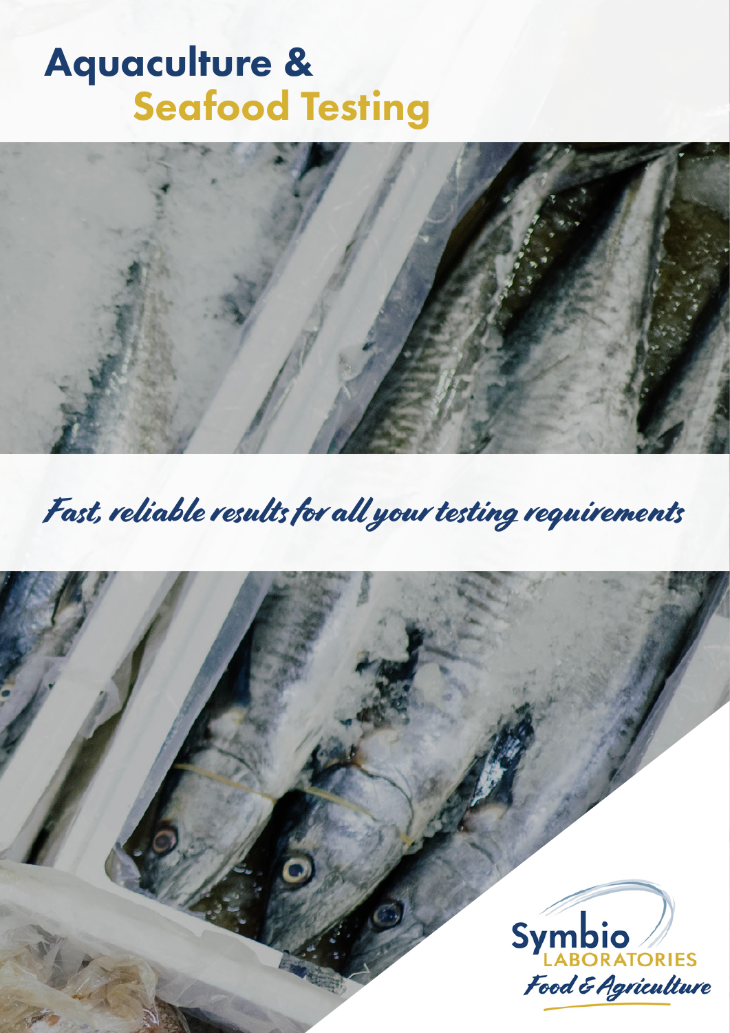# Aquaculture & Seafood Testing

*Fast, reliable results for all your testing requirements*

Symbio LABORATORIES

*Food & Agriculture*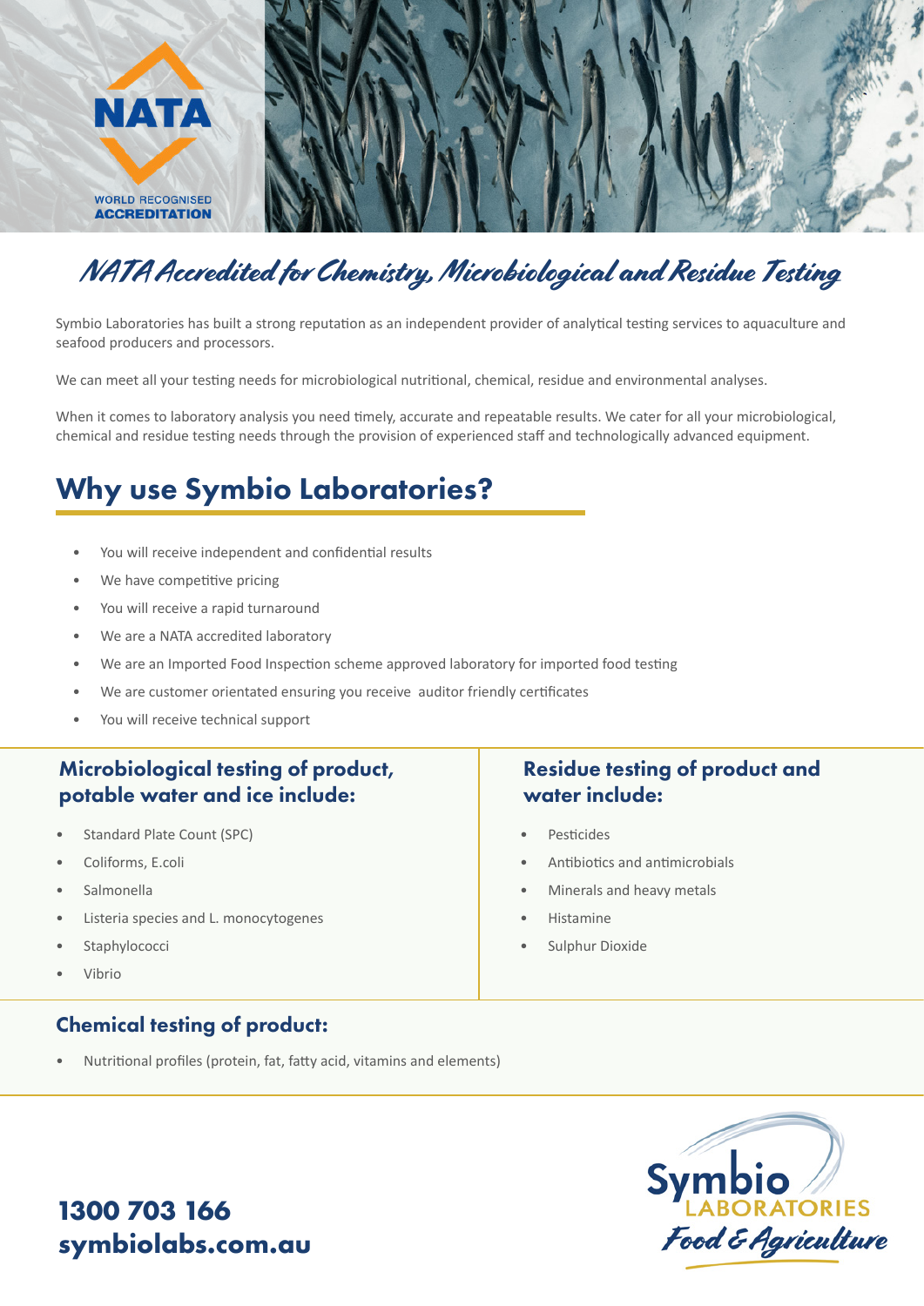NATA

WORLD RECOGNISED ACCREDITATION

# NATA Accredited for Chemistry, Microbiological and Residue Testing

Symbio Laboratories has built a strong reputation as an independent provider of analytical testing services to aquaculture and seafood producers and processors.

We can meet all your testing needs for microbiological nutritional, chemical, residue and environmental analyses.

When it comes to laboratory analysis you need timely, accurate and repeatable results. We cater for all your microbiological, chemical and residue testing needs through the provision of experienced staff and technologically advanced equipment.

## Why use Symbio Laboratories?

- You will receive independent and confidential results
- We have competitive pricing
- You will receive a rapid turnaround
- We are a NATA accredited laboratory
- We are an Imported Food Inspection scheme approved laboratory for imported food testing
- We are customer orientated ensuring you receive auditor friendly certificates
- You will receive technical support

### Microbiological testing of product, potable water and ice include:

- Standard Plate Count (SPC)
- Coliforms, E.coli
- Salmonella
- Listeria species and L. monocytogenes
- Staphylococci
- Vibrio

### Residue testing of product and water include:

- Pesticides
- Antibiotics and antimicrobials
- Minerals and heavy metals
- Histamine
- Sulphur Dioxide

### Chemical testing of product:

- Nutritional profiles (protein, fat, fatty acid, vitamins and elements)

**1300 703 166**
**symbiolabs.com.au**

Symbio LABORATORIES Food & Agriculture